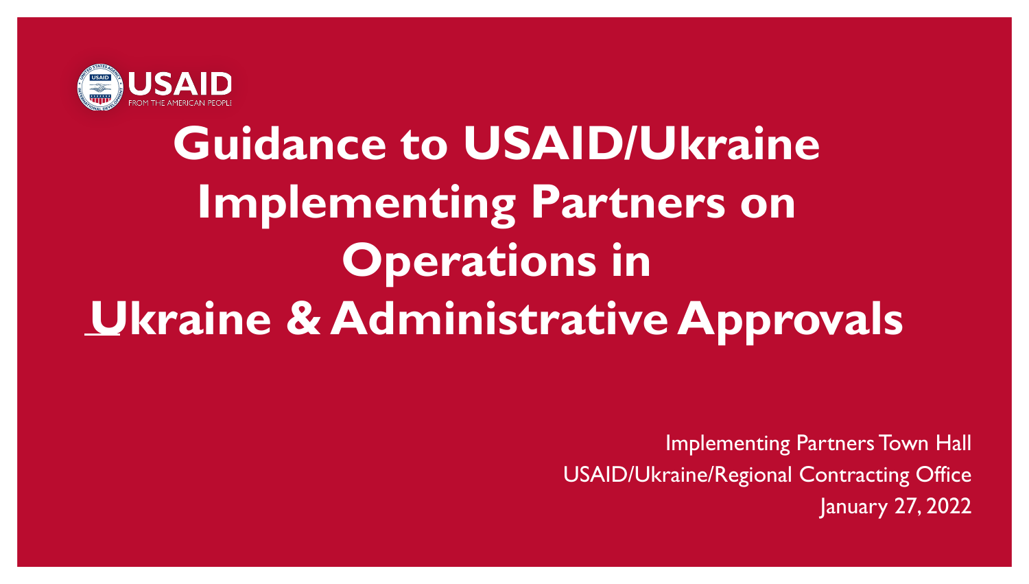# Guidance to USAID/Ukraine Implementing Partners on Operations in Ukraine & Administrative Approvals

Implementing Partners Town Hall

USAID/Ukraine/Regional Contracting Office

January 27, 2022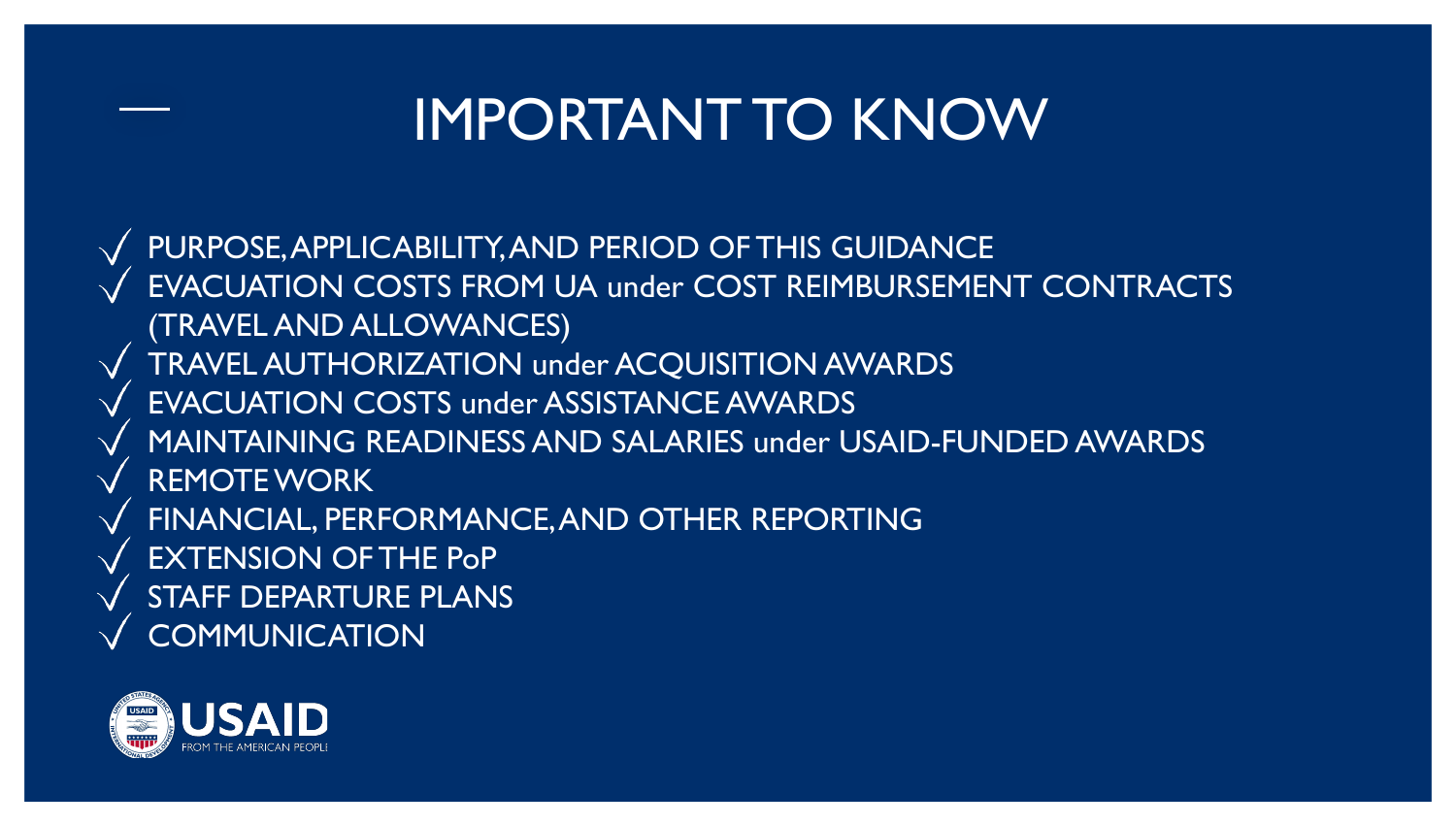# IMPORTANT TO KNOW

- √ PURPOSE, APPLICABILITY, AND PERIOD OF THIS GUIDANCE
- √ EVACUATION COSTS FROM UA under COST REIMBURSEMENT CONTRACTS (TRAVEL AND ALLOWANCES)
- √ TRAVEL AUTHORIZATION under ACQUISITION AWARDS
- √ EVACUATION COSTS under ASSISTANCE AWARDS
- √ MAINTAINING READINESS AND SALARIES under USAID-FUNDED AWARDS
- √ REMOTE WORK
- √ FINANCIAL, PERFORMANCE, AND OTHER REPORTING
- √ EXTENSION OF THE PoP
- √ STAFF DEPARTURE PLANS
- √ COMMUNICATION

USAID
FROM THE AMERICAN PEOPLE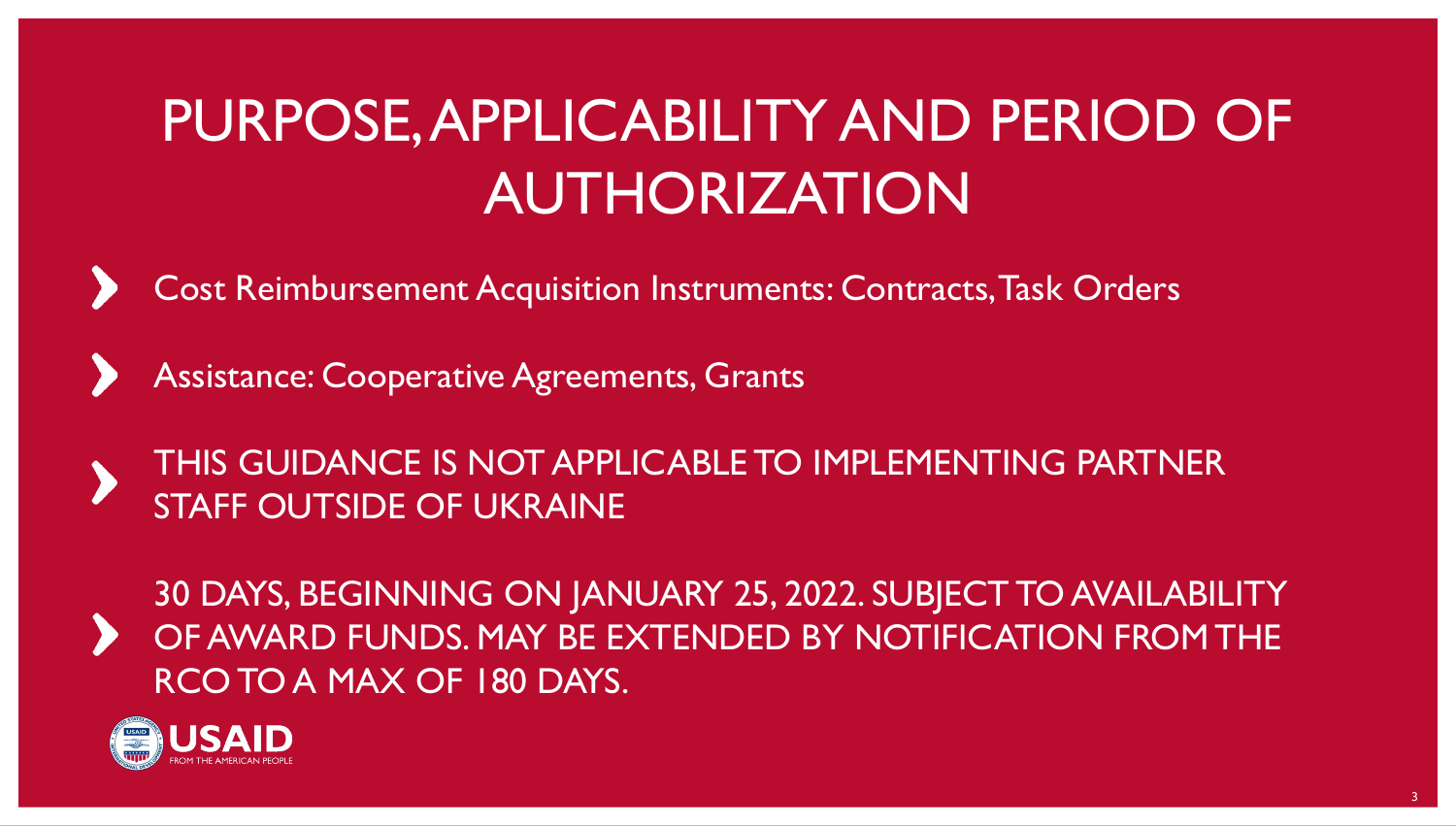# PURPOSE, APPLICABILITY AND PERIOD OF AUTHORIZATION

- Cost Reimbursement Acquisition Instruments: Contracts, Task Orders
- Assistance: Cooperative Agreements, Grants
- THIS GUIDANCE IS NOT APPLICABLE TO IMPLEMENTING PARTNER STAFF OUTSIDE OF UKRAINE
- 30 DAYS, BEGINNING ON JANUARY 25, 2022. SUBJECT TO AVAILABILITY OF AWARD FUNDS. MAY BE EXTENDED BY NOTIFICATION FROM THE RCO TO A MAX OF 180 DAYS.

USAID
FROM THE AMERICAN PEOPLE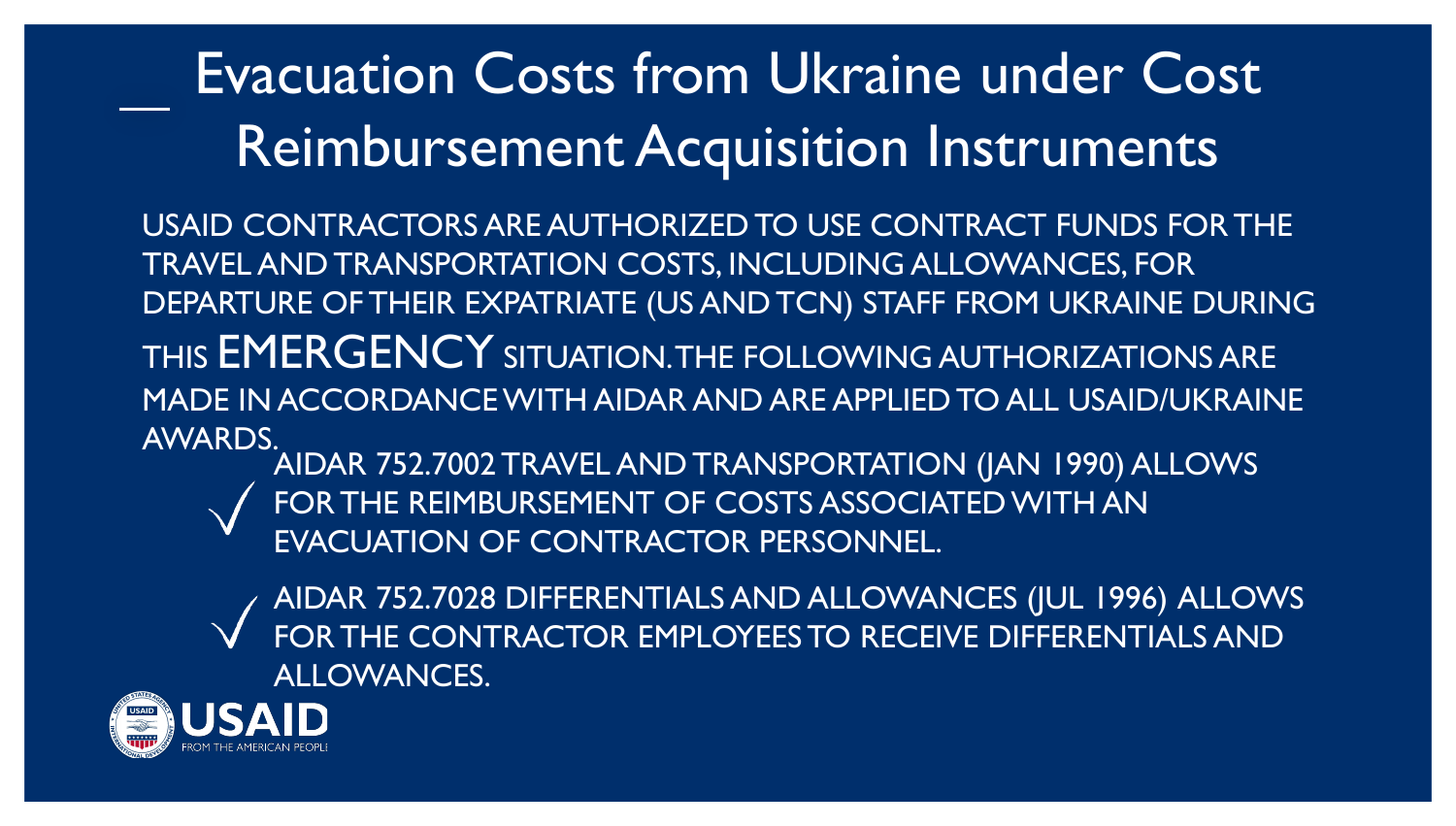# Evacuation Costs from Ukraine under Cost Reimbursement Acquisition Instruments

USAID CONTRACTORS ARE AUTHORIZED TO USE CONTRACT FUNDS FOR THE TRAVEL AND TRANSPORTATION COSTS, INCLUDING ALLOWANCES, FOR DEPARTURE OF THEIR EXPATRIATE (US AND TCN) STAFF FROM UKRAINE DURING THIS EMERGENCY SITUATION. THE FOLLOWING AUTHORIZATIONS ARE MADE IN ACCORDANCE WITH AIDAR AND ARE APPLIED TO ALL USAID/UKRAINE AWARDS.

- ✓ AIDAR 752.7002 TRAVEL AND TRANSPORTATION (JAN 1990) ALLOWS FOR THE REIMBURSEMENT OF COSTS ASSOCIATED WITH AN EVACUATION OF CONTRACTOR PERSONNEL.
- ✓ AIDAR 752.7028 DIFFERENTIALS AND ALLOWANCES (JUL 1996) ALLOWS FOR THE CONTRACTOR EMPLOYEES TO RECEIVE DIFFERENTIALS AND ALLOWANCES.

USAID
FROM THE AMERICAN PEOPLE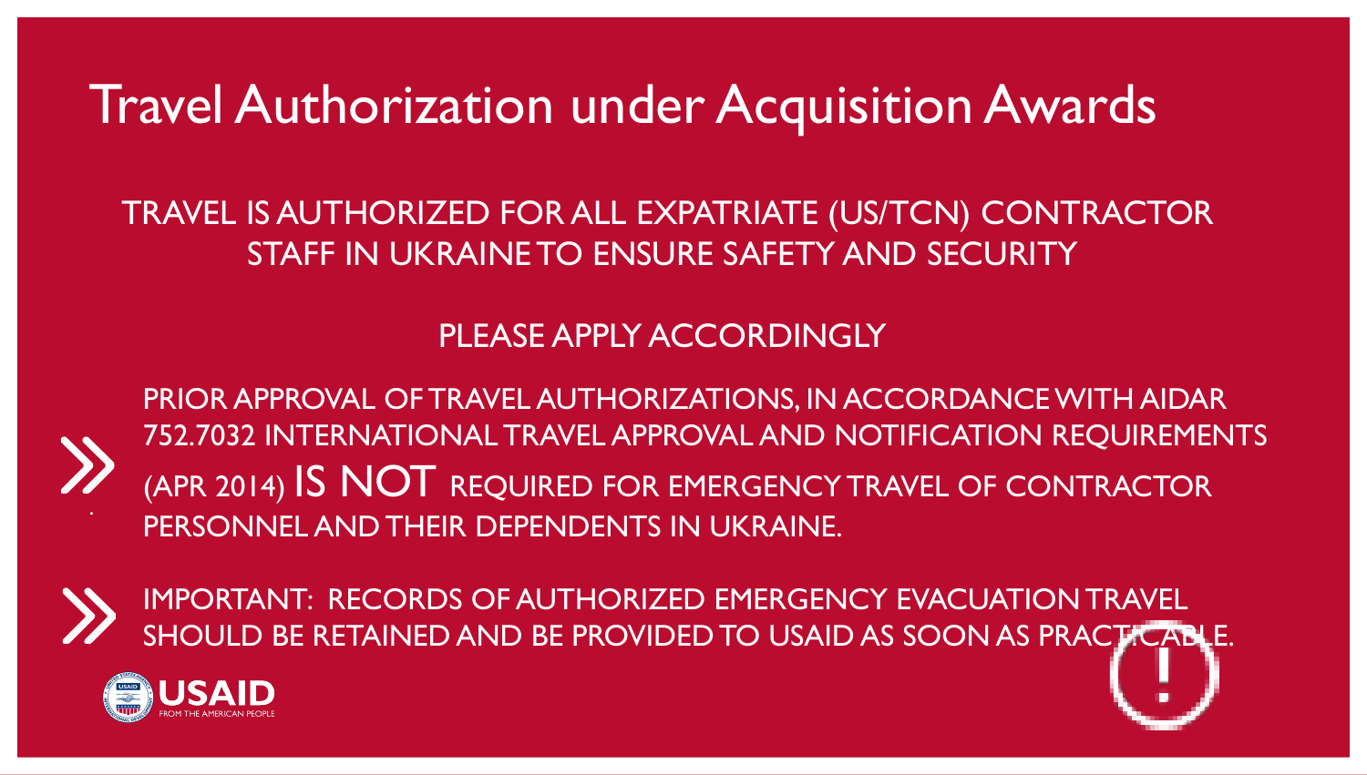# Travel Authorization under Acquisition Awards

TRAVEL IS AUTHORIZED FOR ALL EXPATRIATE (US/TCN) CONTRACTOR STAFF IN UKRAINE TO ENSURE SAFETY AND SECURITY

PLEASE APPLY ACCORDINGLY

- PRIOR APPROVAL OF TRAVEL AUTHORIZATIONS, IN ACCORDANCE WITH AIDAR 752.7032 INTERNATIONAL TRAVEL APPROVAL AND NOTIFICATION REQUIREMENTS (APR 2014) IS NOT REQUIRED FOR EMERGENCY TRAVEL OF CONTRACTOR PERSONNEL AND THEIR DEPENDENTS IN UKRAINE.
- IMPORTANT: RECORDS OF AUTHORIZED EMERGENCY EVACUATION TRAVEL SHOULD BE RETAINED AND BE PROVIDED TO USAID AS SOON AS PRACTICABLE.

USAID
FROM THE AMERICAN PEOPLE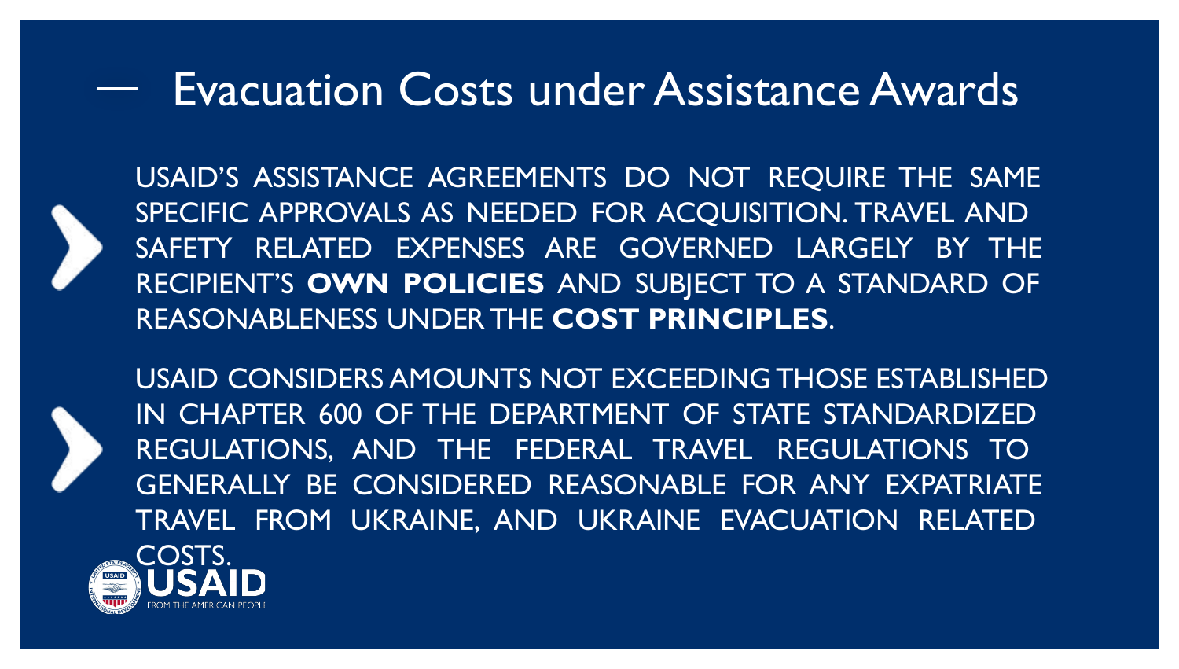## Evacuation Costs under Assistance Awards

- USAID'S ASSISTANCE AGREEMENTS DO NOT REQUIRE THE SAME SPECIFIC APPROVALS AS NEEDED FOR ACQUISITION. TRAVEL AND SAFETY RELATED EXPENSES ARE GOVERNED LARGELY BY THE RECIPIENT'S **OWN POLICIES** AND SUBJECT TO A STANDARD OF REASONABLENESS UNDER THE **COST PRINCIPLES**.

- USAID CONSIDERS AMOUNTS NOT EXCEEDING THOSE ESTABLISHED IN CHAPTER 600 OF THE DEPARTMENT OF STATE STANDARDIZED REGULATIONS, AND THE FEDERAL TRAVEL REGULATIONS TO GENERALLY BE CONSIDERED REASONABLE FOR ANY EXPATRIATE TRAVEL FROM UKRAINE, AND UKRAINE EVACUATION RELATED COSTS.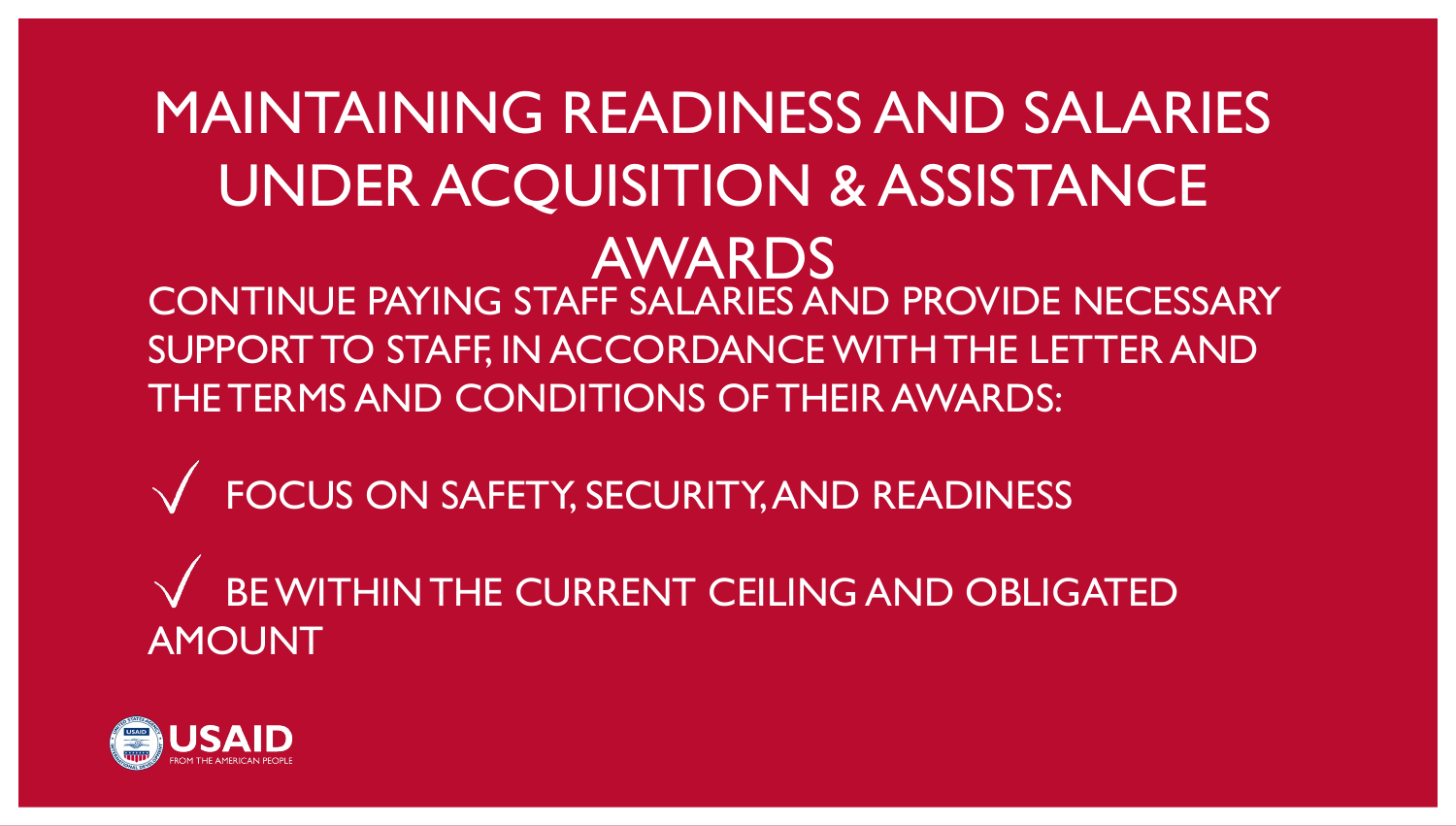# MAINTAINING READINESS AND SALARIES UNDER ACQUISITION & ASSISTANCE AWARDS

CONTINUE PAYING STAFF SALARIES AND PROVIDE NECESSARY SUPPORT TO STAFF, IN ACCORDANCE WITH THE LETTER AND THE TERMS AND CONDITIONS OF THEIR AWARDS:

- √ FOCUS ON SAFETY, SECURITY, AND READINESS
- √ BE WITHIN THE CURRENT CEILING AND OBLIGATED AMOUNT

USAID
FROM THE AMERICAN PEOPLE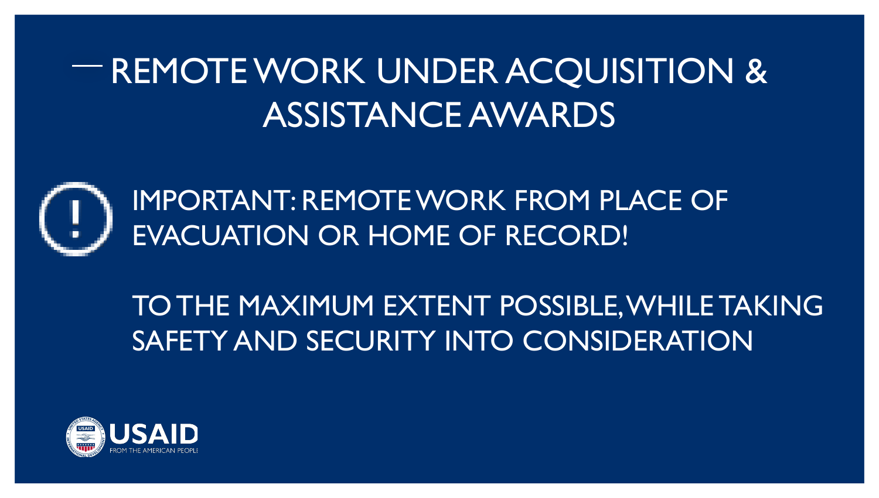# REMOTE WORK UNDER ACQUISITION & ASSISTANCE AWARDS

IMPORTANT: REMOTE WORK FROM PLACE OF EVACUATION OR HOME OF RECORD!

TO THE MAXIMUM EXTENT POSSIBLE, WHILE TAKING SAFETY AND SECURITY INTO CONSIDERATION

USAID
FROM THE AMERICAN PEOPLE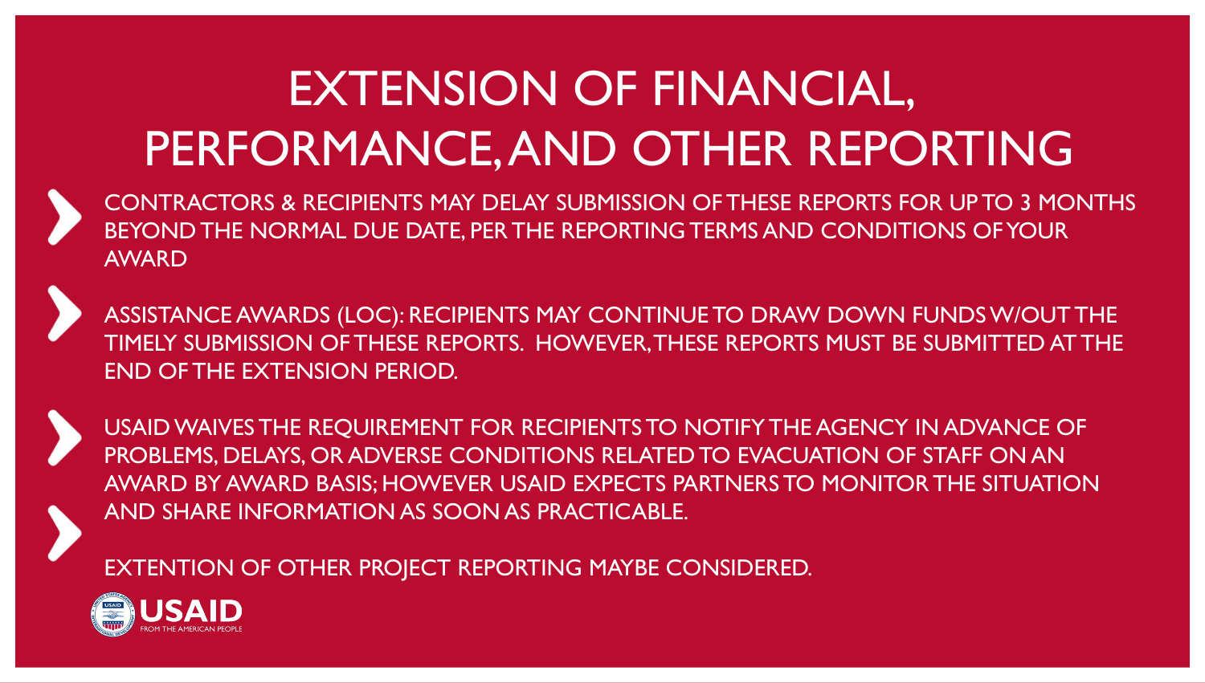# EXTENSION OF FINANCIAL, PERFORMANCE, AND OTHER REPORTING

- CONTRACTORS & RECIPIENTS MAY DELAY SUBMISSION OF THESE REPORTS FOR UP TO 3 MONTHS BEYOND THE NORMAL DUE DATE, PER THE REPORTING TERMS AND CONDITIONS OF YOUR AWARD

- ASSISTANCE AWARDS (LOC): RECIPIENTS MAY CONTINUE TO DRAW DOWN FUNDS W/OUT THE TIMELY SUBMISSION OF THESE REPORTS. HOWEVER, THESE REPORTS MUST BE SUBMITTED AT THE END OF THE EXTENSION PERIOD.

- USAID WAIVES THE REQUIREMENT FOR RECIPIENTS TO NOTIFY THE AGENCY IN ADVANCE OF PROBLEMS, DELAYS, OR ADVERSE CONDITIONS RELATED TO EVACUATION OF STAFF ON AN AWARD BY AWARD BASIS; HOWEVER USAID EXPECTS PARTNERS TO MONITOR THE SITUATION AND SHARE INFORMATION AS SOON AS PRACTICABLE.

- EXTENTION OF OTHER PROJECT REPORTING MAYBE CONSIDERED.

USAID
FROM THE AMERICAN PEOPLE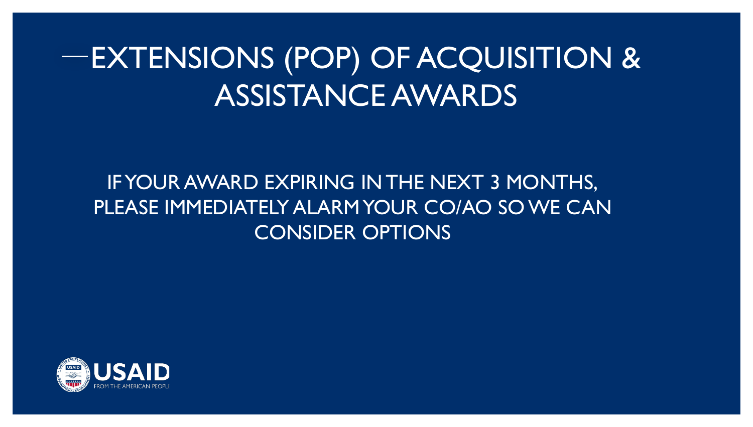# EXTENSIONS (POP) OF ACQUISITION & ASSISTANCE AWARDS

IF YOUR AWARD EXPIRING IN THE NEXT 3 MONTHS, PLEASE IMMEDIATELY ALARM YOUR CO/AO SO WE CAN CONSIDER OPTIONS

USAID
FROM THE AMERICAN PEOPLE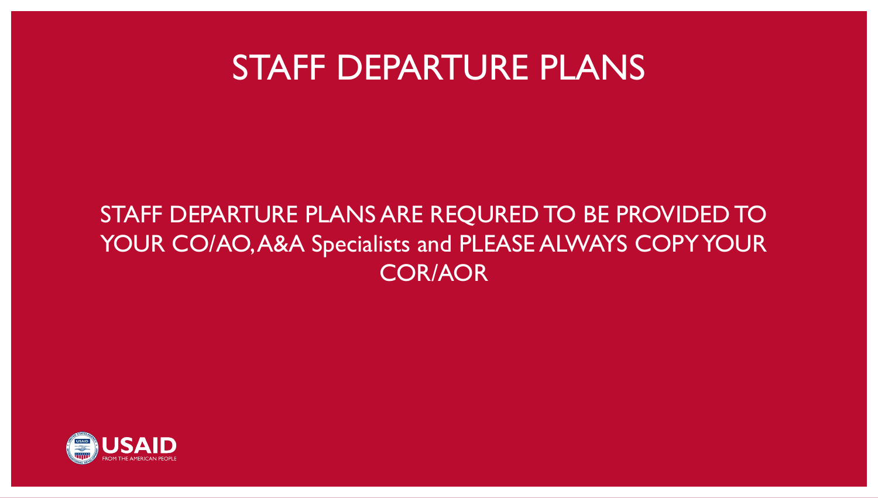# STAFF DEPARTURE PLANS

STAFF DEPARTURE PLANS ARE REQURED TO BE PROVIDED TO YOUR CO/AO, A&A Specialists and PLEASE ALWAYS COPY YOUR COR/AOR

USAID
FROM THE AMERICAN PEOPLE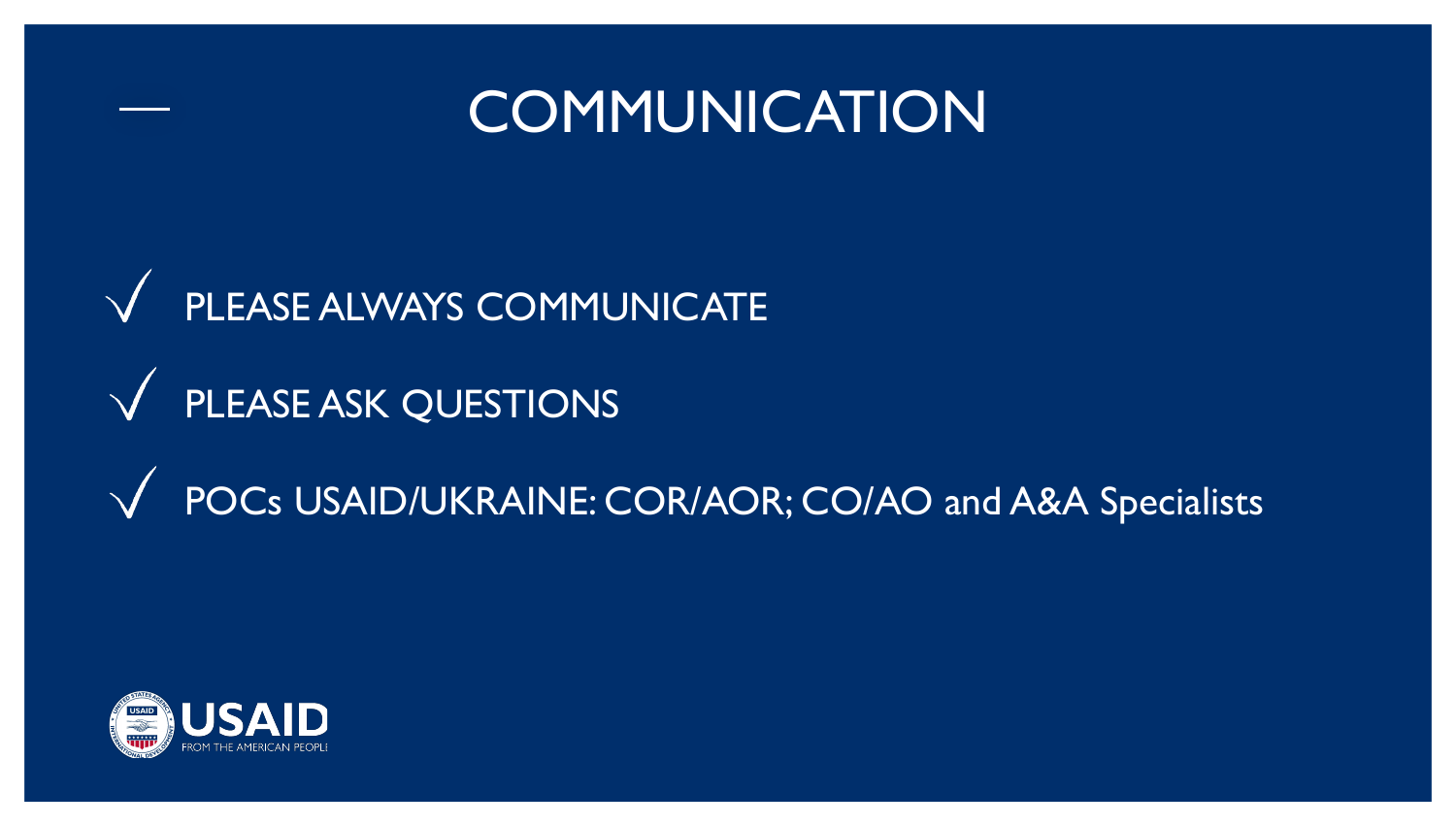# COMMUNICATION

- ✓ PLEASE ALWAYS COMMUNICATE
- ✓ PLEASE ASK QUESTIONS
- ✓ POCs USAID/UKRAINE: COR/AOR; CO/AO and A&A Specialists

USAID
FROM THE AMERICAN PEOPLE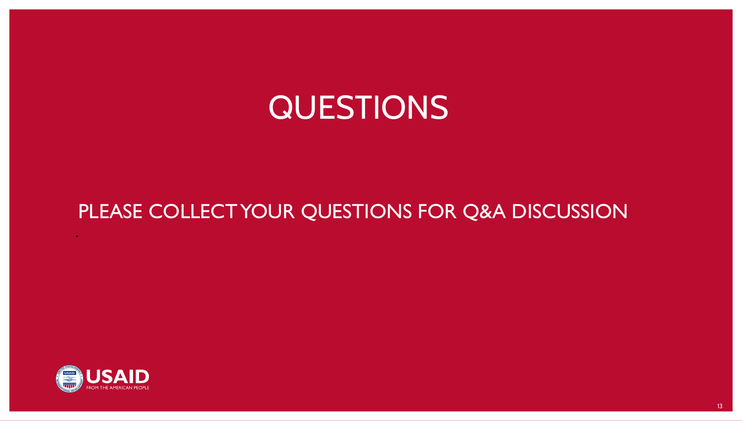# QUESTIONS

PLEASE COLLECT YOUR QUESTIONS FOR Q&A DISCUSSION

USAID
FROM THE AMERICAN PEOPLE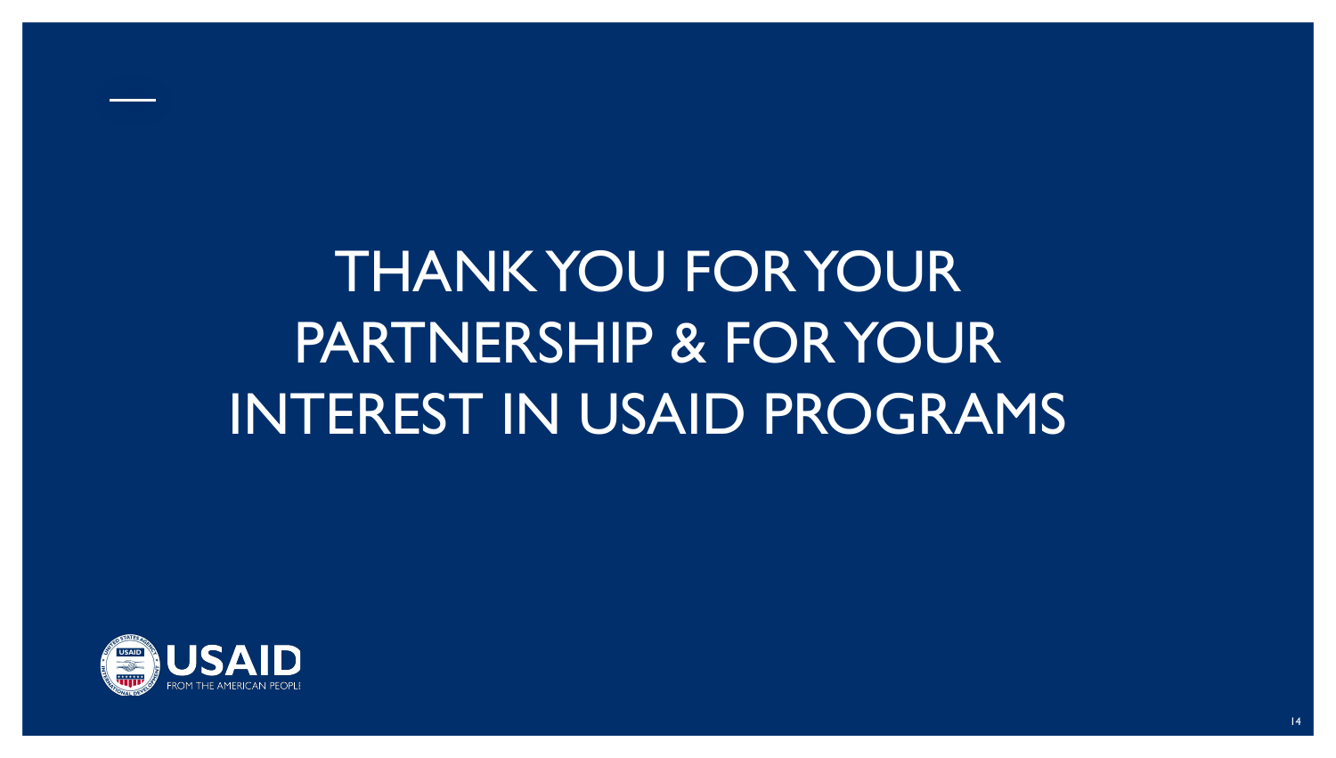# THANK YOU FOR YOUR PARTNERSHIP & FOR YOUR INTEREST IN USAID PROGRAMS

USAID
FROM THE AMERICAN PEOPLE